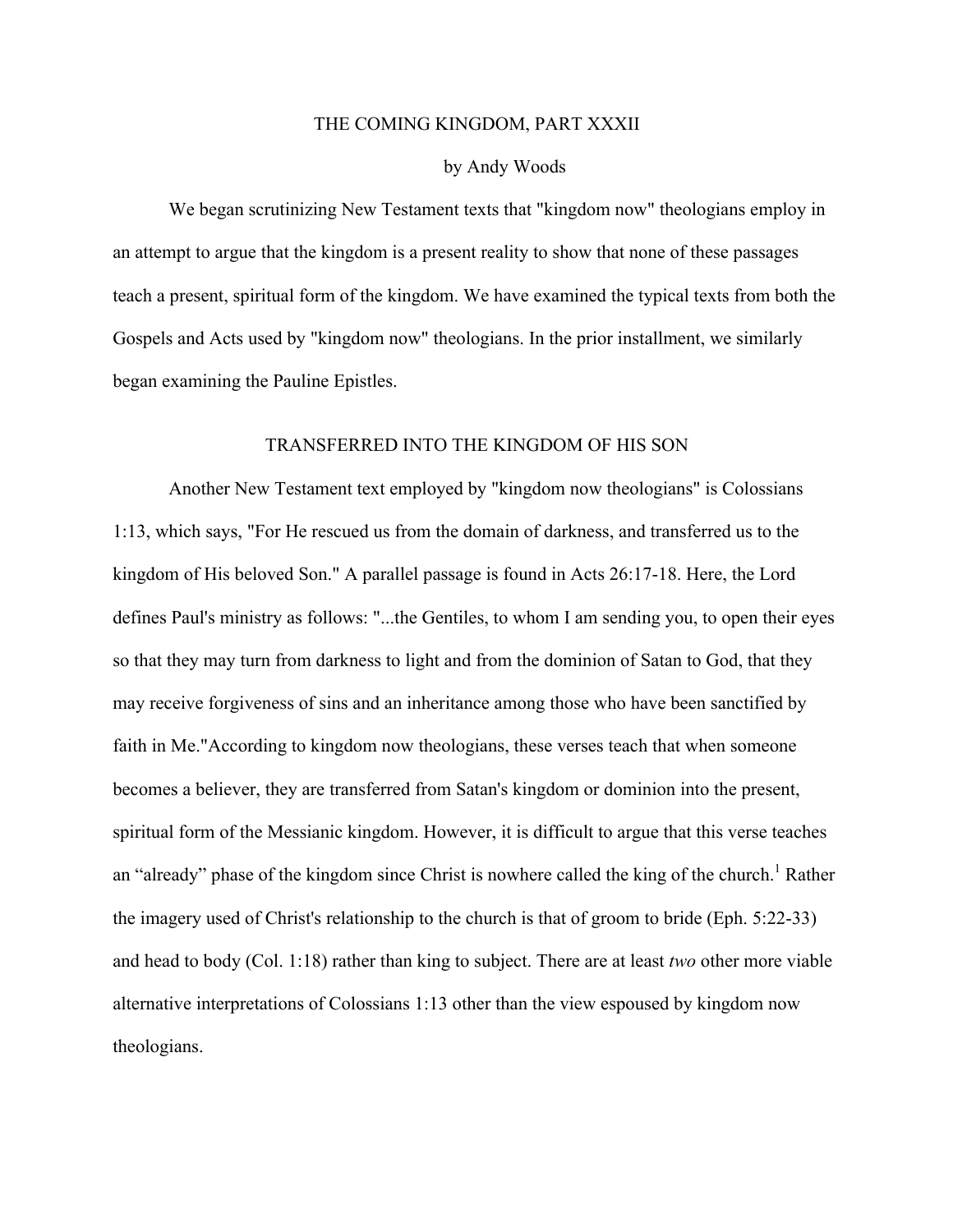# THE COMING KINGDOM, PART XXXII

by Andy Woods

We began scrutinizing New Testament texts that "kingdom now" theologians employ in an attempt to argue that the kingdom is a present reality to show that none of these passages teach a present, spiritual form of the kingdom. We have examined the typical texts from both the Gospels and Acts used by "kingdom now" theologians. In the prior installment, we similarly began examining the Pauline Epistles.

## TRANSFERRED INTO THE KINGDOM OF HIS SON

Another New Testament text employed by "kingdom now theologians" is Colossians 1:13, which says, "For He rescued us from the domain of darkness, and transferred us to the kingdom of His beloved Son." A parallel passage is found in Acts 26:17-18. Here, the Lord defines Paul's ministry as follows: "...the Gentiles, to whom I am sending you, to open their eyes so that they may turn from darkness to light and from the dominion of Satan to God, that they may receive forgiveness of sins and an inheritance among those who have been sanctified by faith in Me."According to kingdom now theologians, these verses teach that when someone becomes a believer, they are transferred from Satan's kingdom or dominion into the present, spiritual form of the Messianic kingdom. However, it is difficult to argue that this verse teaches an “already” phase of the kingdom since Christ is nowhere called the king of the church.[1] Rather the imagery used of Christ's relationship to the church is that of groom to bride (Eph. 5:22-33) and head to body (Col. 1:18) rather than king to subject. There are at least *two* other more viable alternative interpretations of Colossians 1:13 other than the view espoused by kingdom now theologians.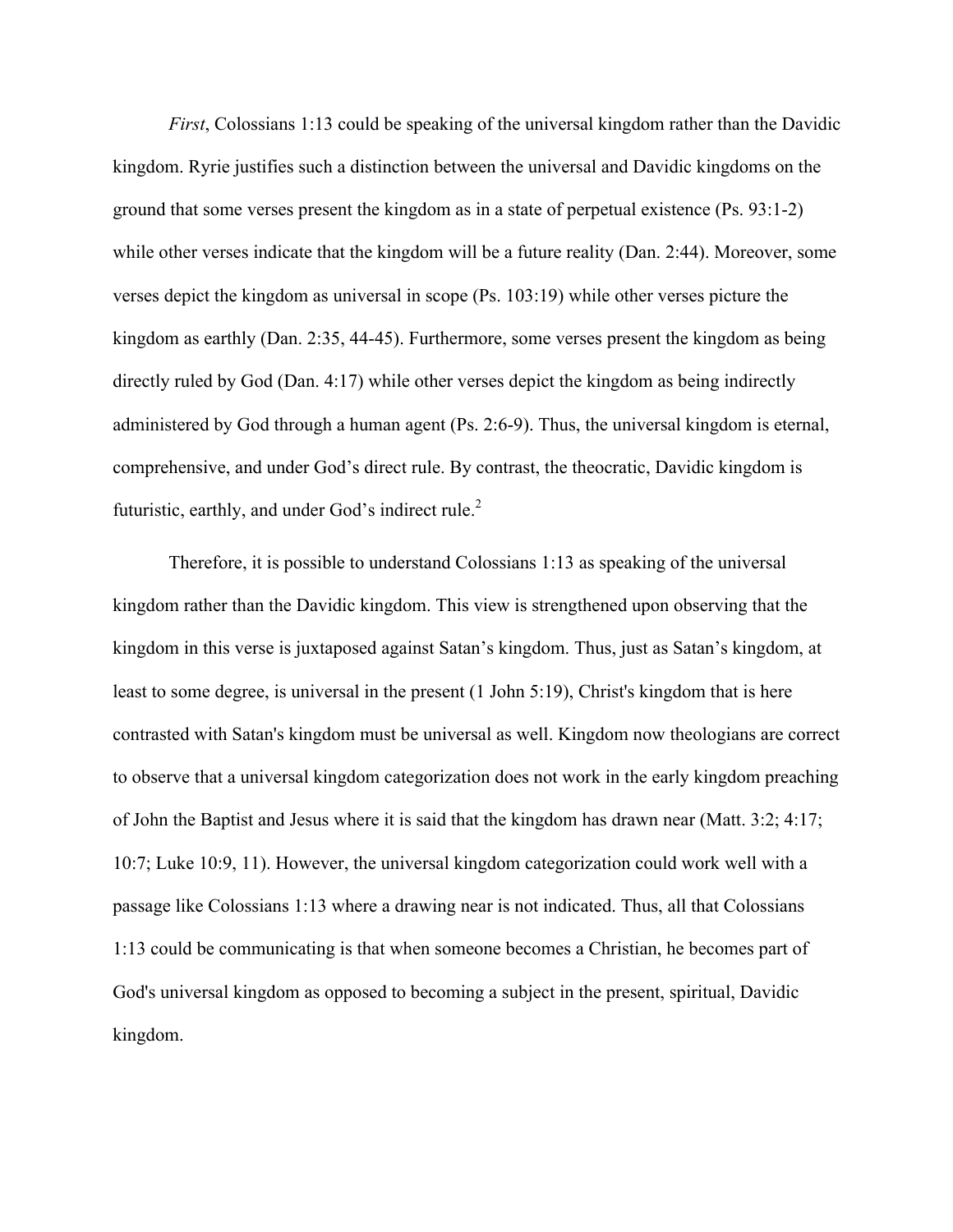*First*, Colossians 1:13 could be speaking of the universal kingdom rather than the Davidic kingdom. Ryrie justifies such a distinction between the universal and Davidic kingdoms on the ground that some verses present the kingdom as in a state of perpetual existence (Ps. 93:1-2) while other verses indicate that the kingdom will be a future reality (Dan. 2:44). Moreover, some verses depict the kingdom as universal in scope (Ps. 103:19) while other verses picture the kingdom as earthly (Dan. 2:35, 44-45). Furthermore, some verses present the kingdom as being directly ruled by God (Dan. 4:17) while other verses depict the kingdom as being indirectly administered by God through a human agent (Ps. 2:6-9). Thus, the universal kingdom is eternal, comprehensive, and under God's direct rule. By contrast, the theocratic, Davidic kingdom is futuristic, earthly, and under God's indirect rule.[2]

Therefore, it is possible to understand Colossians 1:13 as speaking of the universal kingdom rather than the Davidic kingdom. This view is strengthened upon observing that the kingdom in this verse is juxtaposed against Satan's kingdom. Thus, just as Satan's kingdom, at least to some degree, is universal in the present (1 John 5:19), Christ's kingdom that is here contrasted with Satan's kingdom must be universal as well. Kingdom now theologians are correct to observe that a universal kingdom categorization does not work in the early kingdom preaching of John the Baptist and Jesus where it is said that the kingdom has drawn near (Matt. 3:2; 4:17; 10:7; Luke 10:9, 11). However, the universal kingdom categorization could work well with a passage like Colossians 1:13 where a drawing near is not indicated. Thus, all that Colossians 1:13 could be communicating is that when someone becomes a Christian, he becomes part of God's universal kingdom as opposed to becoming a subject in the present, spiritual, Davidic kingdom.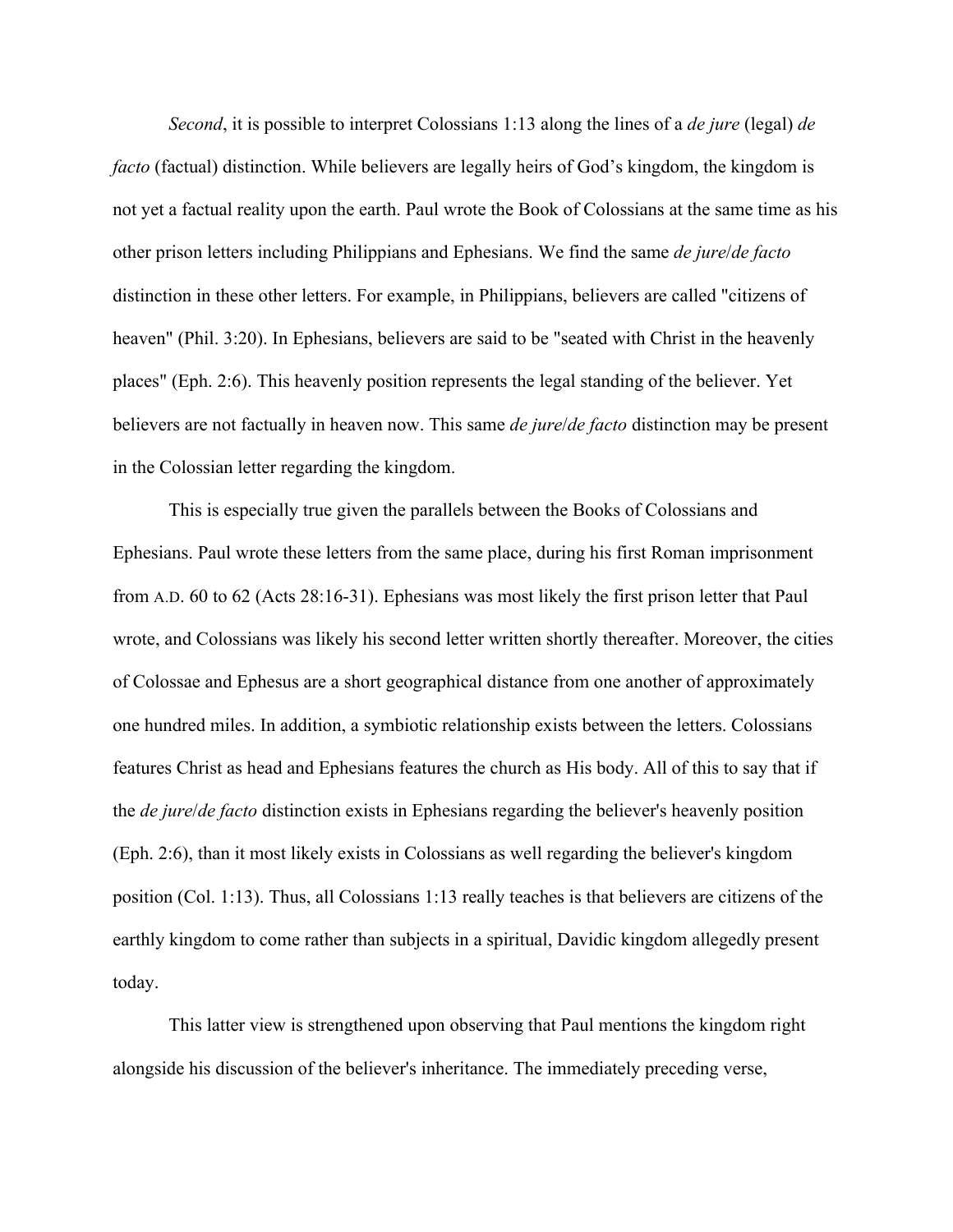*Second*, it is possible to interpret Colossians 1:13 along the lines of a *de jure* (legal) *de facto* (factual) distinction. While believers are legally heirs of God's kingdom, the kingdom is not yet a factual reality upon the earth. Paul wrote the Book of Colossians at the same time as his other prison letters including Philippians and Ephesians. We find the same *de jure*/*de facto* distinction in these other letters. For example, in Philippians, believers are called "citizens of heaven" (Phil. 3:20). In Ephesians, believers are said to be "seated with Christ in the heavenly places" (Eph. 2:6). This heavenly position represents the legal standing of the believer. Yet believers are not factually in heaven now. This same *de jure*/*de facto* distinction may be present in the Colossian letter regarding the kingdom.

This is especially true given the parallels between the Books of Colossians and Ephesians. Paul wrote these letters from the same place, during his first Roman imprisonment from A.D. 60 to 62 (Acts 28:16-31). Ephesians was most likely the first prison letter that Paul wrote, and Colossians was likely his second letter written shortly thereafter. Moreover, the cities of Colossae and Ephesus are a short geographical distance from one another of approximately one hundred miles. In addition, a symbiotic relationship exists between the letters. Colossians features Christ as head and Ephesians features the church as His body. All of this to say that if the *de jure*/*de facto* distinction exists in Ephesians regarding the believer's heavenly position (Eph. 2:6), than it most likely exists in Colossians as well regarding the believer's kingdom position (Col. 1:13). Thus, all Colossians 1:13 really teaches is that believers are citizens of the earthly kingdom to come rather than subjects in a spiritual, Davidic kingdom allegedly present today.

This latter view is strengthened upon observing that Paul mentions the kingdom right alongside his discussion of the believer's inheritance. The immediately preceding verse,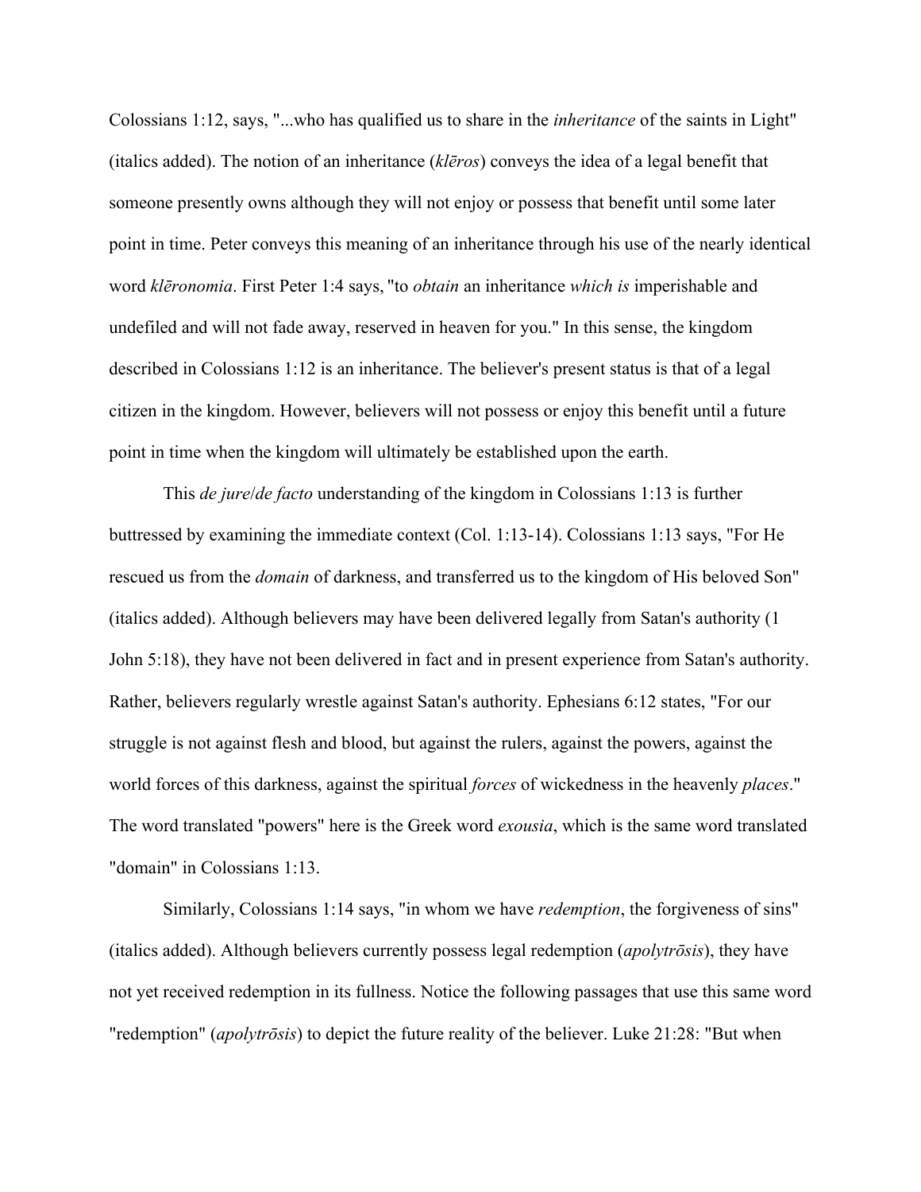Colossians 1:12, says, "...who has qualified us to share in the *inheritance* of the saints in Light" (italics added). The notion of an inheritance (*klēros*) conveys the idea of a legal benefit that someone presently owns although they will not enjoy or possess that benefit until some later point in time. Peter conveys this meaning of an inheritance through his use of the nearly identical word *klēronomia*. First Peter 1:4 says, "to *obtain* an inheritance *which is* imperishable and undefiled and will not fade away, reserved in heaven for you." In this sense, the kingdom described in Colossians 1:12 is an inheritance. The believer's present status is that of a legal citizen in the kingdom. However, believers will not possess or enjoy this benefit until a future point in time when the kingdom will ultimately be established upon the earth.

This *de jure*/*de facto* understanding of the kingdom in Colossians 1:13 is further buttressed by examining the immediate context (Col. 1:13-14). Colossians 1:13 says, "For He rescued us from the *domain* of darkness, and transferred us to the kingdom of His beloved Son" (italics added). Although believers may have been delivered legally from Satan's authority (1 John 5:18), they have not been delivered in fact and in present experience from Satan's authority. Rather, believers regularly wrestle against Satan's authority. Ephesians 6:12 states, "For our struggle is not against flesh and blood, but against the rulers, against the powers, against the world forces of this darkness, against the spiritual *forces* of wickedness in the heavenly *places*." The word translated "powers" here is the Greek word *exousia*, which is the same word translated "domain" in Colossians 1:13.

Similarly, Colossians 1:14 says, "in whom we have *redemption*, the forgiveness of sins" (italics added). Although believers currently possess legal redemption (*apolytrōsis*), they have not yet received redemption in its fullness. Notice the following passages that use this same word "redemption" (*apolytrōsis*) to depict the future reality of the believer. Luke 21:28: "But when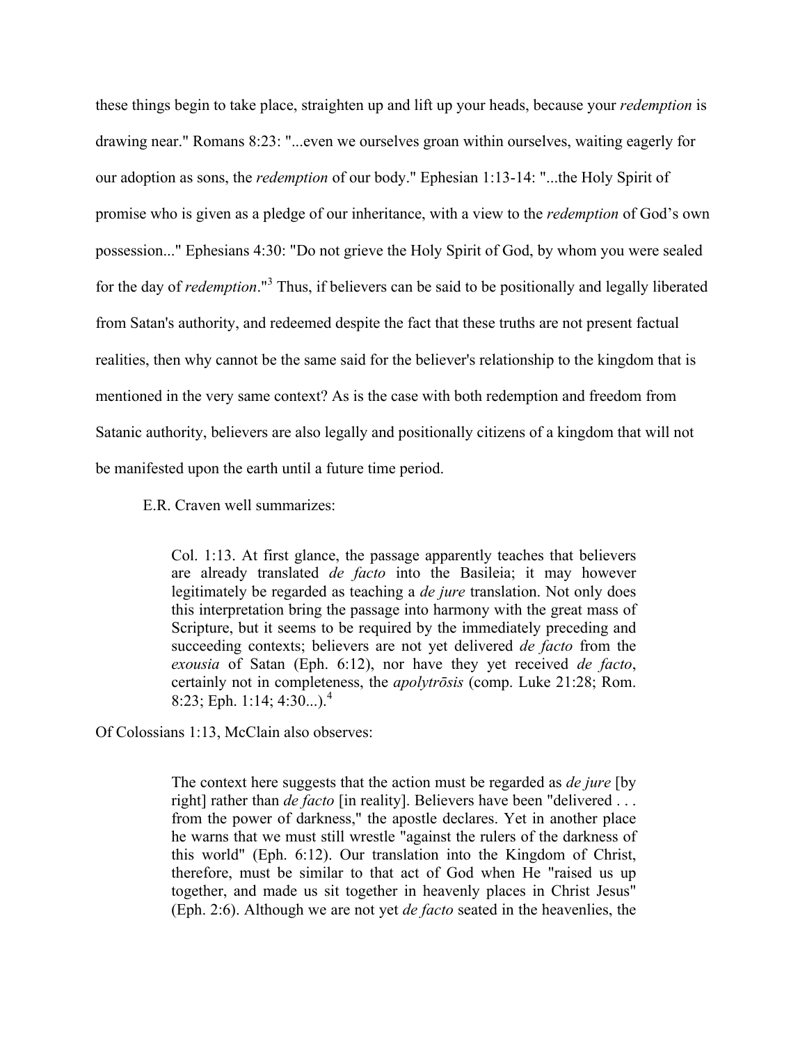these things begin to take place, straighten up and lift up your heads, because your *redemption* is drawing near." Romans 8:23: "...even we ourselves groan within ourselves, waiting eagerly for our adoption as sons, the *redemption* of our body." Ephesian 1:13-14: "...the Holy Spirit of promise who is given as a pledge of our inheritance, with a view to the *redemption* of God's own possession..." Ephesians 4:30: "Do not grieve the Holy Spirit of God, by whom you were sealed for the day of *redemption*."[3] Thus, if believers can be said to be positionally and legally liberated from Satan's authority, and redeemed despite the fact that these truths are not present factual realities, then why cannot be the same said for the believer's relationship to the kingdom that is mentioned in the very same context? As is the case with both redemption and freedom from Satanic authority, believers are also legally and positionally citizens of a kingdom that will not be manifested upon the earth until a future time period.

E.R. Craven well summarizes:

> Col. 1:13. At first glance, the passage apparently teaches that believers are already translated *de facto* into the Basileia; it may however legitimately be regarded as teaching a *de jure* translation. Not only does this interpretation bring the passage into harmony with the great mass of Scripture, but it seems to be required by the immediately preceding and succeeding contexts; believers are not yet delivered *de facto* from the *exousia* of Satan (Eph. 6:12), nor have they yet received *de facto*, certainly not in completeness, the *apolytrōsis* (comp. Luke 21:28; Rom. 8:23; Eph. 1:14; 4:30...).[4]

Of Colossians 1:13, McClain also observes:

> The context here suggests that the action must be regarded as *de jure* [by right] rather than *de facto* [in reality]. Believers have been "delivered . . . from the power of darkness," the apostle declares. Yet in another place he warns that we must still wrestle "against the rulers of the darkness of this world" (Eph. 6:12). Our translation into the Kingdom of Christ, therefore, must be similar to that act of God when He "raised us up together, and made us sit together in heavenly places in Christ Jesus" (Eph. 2:6). Although we are not yet *de facto* seated in the heavenlies, the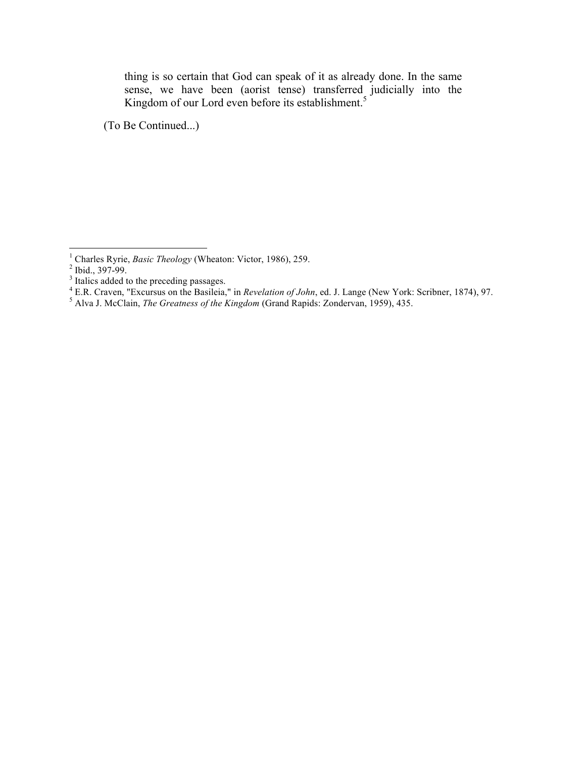> thing is so certain that God can speak of it as already done. In the same sense, we have been (aorist tense) transferred judicially into the Kingdom of our Lord even before its establishment.[5]

(To Be Continued...)

---

[1] Charles Ryrie, *Basic Theology* (Wheaton: Victor, 1986), 259.
[2] Ibid., 397-99.
[3] Italics added to the preceding passages.
[4] E.R. Craven, "Excursus on the Basileia," in *Revelation of John*, ed. J. Lange (New York: Scribner, 1874), 97.
[5] Alva J. McClain, *The Greatness of the Kingdom* (Grand Rapids: Zondervan, 1959), 435.